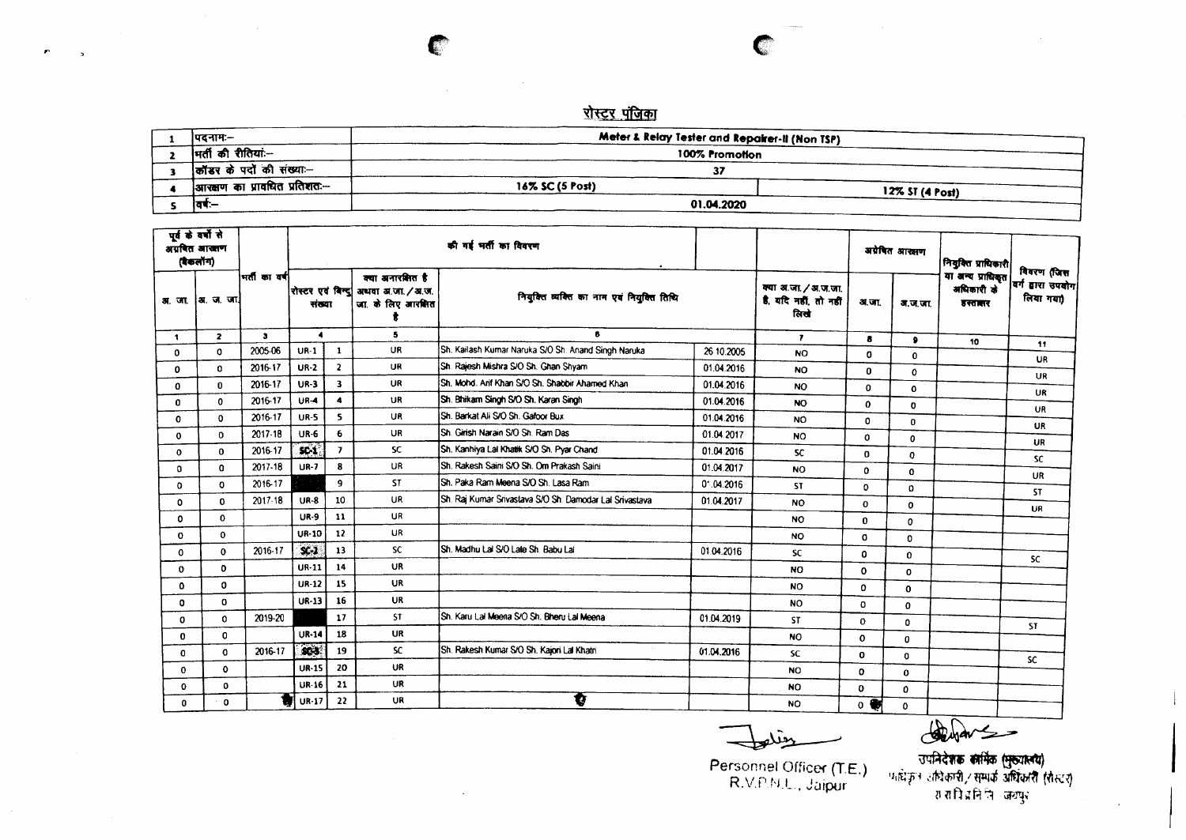# रोस्टर पंजिका

| | | | |
|---|---|---|---|
| 1 | पदनामः– | Meter & Relay Tester and Repairer-II (Non TSP) | |
| 2 | भर्ती की रीतियां:– | 100% Promotion | |
| 3 | कॉडर के पदों की संख्याः– | 37 | |
| 4 | आरक्षण का प्रावधित प्रतिशतः– | 16% SC (5 Post) | 12% ST (4 Post) |
| 5 | वर्षः– | 01.04.2020 | |

| पूर्व के वर्षों से अग्रेषित आरक्षण (बैकलॉग) | | भर्ती का वर्ष | की गई भर्ती का विवरण | | | | | क्या अ.जा. / अ.ज.जा. है, यदि नहीं, तो नहीं लिखे | अग्रेषित आरक्षण | | नियुक्ति प्राधिकारी या अन्य प्राधिकृत अधिकारी के हस्ताक्षर | विवरण (जिस वर्ग द्वारा उपयोग लिया गया) |
|---|---|---|---|---|---|---|---|---|---|---|---|---|
| अ. जा. | अ. ज. जा. | | रोस्टर एवं बिन्दु संख्या | | क्या अनारक्षित है अथवा अ.जा. / अ.ज. जा. के लिए आरक्षित है | नियुक्ति व्यक्ति का नाम एवं नियुक्ति तिथि | | | अ.जा. | अ.ज.जा. | | |
| 1 | 2 | 3 | 4 | | 5 | 6 | | 7 | 8 | 9 | 10 | 11 |
| 0 | 0 | 2005-06 | UR-1 | 1 | UR | Sh. Kailash Kumar Naruka S/O Sh. Anand Singh Naruka | 26.10.2005 | NO | 0 | 0 | | UR |
| 0 | 0 | 2016-17 | UR-2 | 2 | UR | Sh. Rajesh Mishra S/O Sh. Ghan Shyam | 01.04.2016 | NO | 0 | 0 | | UR |
| 0 | 0 | 2016-17 | UR-3 | 3 | UR | Sh. Mohd. Arif Khan S/O Sh. Shabbir Ahamed Khan | 01.04.2016 | NO | 0 | 0 | | UR |
| 0 | 0 | 2016-17 | UR-4 | 4 | UR | Sh. Bhikam Singh S/O Sh. Karan Singh | 01.04.2016 | NO | 0 | 0 | | UR |
| 0 | 0 | 2016-17 | UR-5 | 5 | UR | Sh. Barkat Ali S/O Sh. Gafoor Bux | 01.04.2016 | NO | 0 | 0 | | UR |
| 0 | 0 | 2017-18 | UR-6 | 6 | UR | Sh. Girish Narain S/O Sh. Ram Das | 01.04.2017 | NO | 0 | 0 | | UR |
| 0 | 0 | 2016-17 | SC-1 | 7 | SC | Sh. Kanhiya Lal Khatik S/O Sh. Pyar Chand | 01.04.2016 | SC | 0 | 0 | | SC |
| 0 | 0 | 2017-18 | UR-7 | 8 | UR | Sh. Rakesh Saini S/O Sh. Om Prakash Saini | 01.04.2017 | NO | 0 | 0 | | UR |
| 0 | 0 | 2016-17 | | 9 | ST | Sh. Paka Ram Meena S/O Sh. Lasa Ram | 01.04.2016 | ST | 0 | 0 | | ST |
| 0 | 0 | 2017-18 | UR-8 | 10 | UR | Sh. Raj Kumar Srivastava S/O Sh. Damodar Lal Srivastava | 01.04.2017 | NO | 0 | 0 | | UR |
| 0 | 0 | | UR-9 | 11 | UR | | | NO | 0 | 0 | | |
| 0 | 0 | | UR-10 | 12 | UR | | | NO | 0 | 0 | | |
| 0 | 0 | 2016-17 | SC-2 | 13 | SC | Sh. Madhu Lal S/O Late Sh. Babu Lal | 01.04.2016 | SC | 0 | 0 | | SC |
| 0 | 0 | | UR-11 | 14 | UR | | | NO | 0 | 0 | | |
| 0 | 0 | | UR-12 | 15 | UR | | | NO | 0 | 0 | | |
| 0 | 0 | | UR-13 | 16 | UR | | | NO | 0 | 0 | | |
| 0 | 0 | 2019-20 | | 17 | ST | Sh. Karu Lal Meena S/O Sh. Bheru Lal Meena | 01.04.2019 | ST | 0 | 0 | | ST |
| 0 | 0 | | UR-14 | 18 | UR | | | NO | 0 | 0 | | |
| 0 | 0 | 2016-17 | SC-3 | 19 | SC | Sh. Rakesh Kumar S/O Sh. Kajori Lal Khatri | 01.04.2016 | SC | 0 | 0 | | SC |
| 0 | 0 | | UR-15 | 20 | UR | | | NO | 0 | 0 | | |
| 0 | 0 | | UR-16 | 21 | UR | | | NO | 0 | 0 | | |
| 0 | 0 | | UR-17 | 22 | UR | | | NO | 0 | 0 | | |

Personnel Officer (T.E.)
R.V.P.N.L., Jaipur

उपनिदेशक कार्मिक (मुख्यालय)
प्राधिकृत अधिकारी / सम्पर्क अधिकारी (रोस्टर)
रा.रा.वि.प्र.नि.लि. जयपुर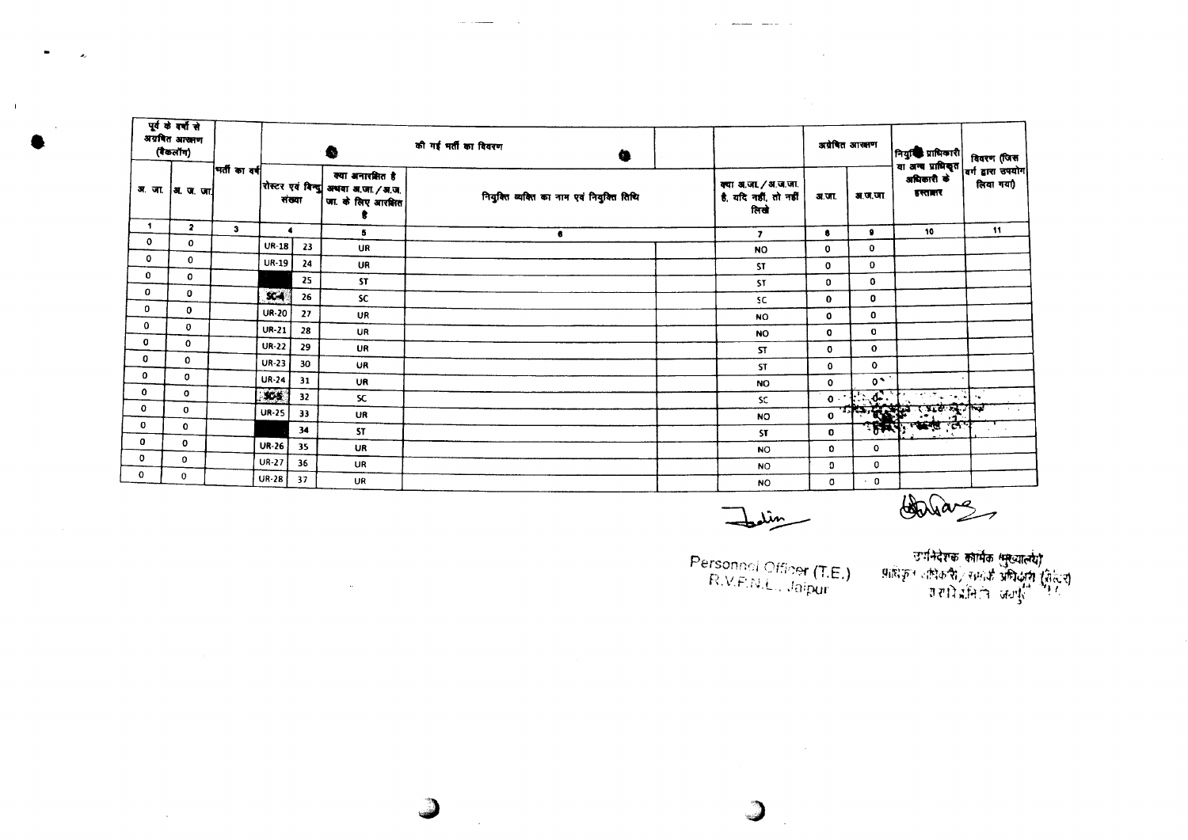| पूर्व के वर्षों से अग्रेषित आरक्षण (बैकलॉग) | | भर्ती का वर्ष | की गई भर्ती का विवरण | | | | | | अग्रेषित आरक्षण | | नियुक्ति प्राधिकारी या अन्य प्राधिकृत अधिकारी के हस्ताक्षर | विवरण (जिस वर्ग द्वारा उपयोग लिया गया) |
|---|---|---|---|---|---|---|---|---|---|---|---|---|
| अ. जा. | अ. ज. जा. | | रोस्टर एवं बिन्दु संख्या | | क्या अनारक्षित है अथवा अ.जा. / अ.ज.जा. के लिए आरक्षित है | नियुक्ति व्यक्ति का नाम एवं नियुक्ति तिथि | | क्या अ.जा. / अ.ज.जा. है, यदि नहीं, तो नहीं लिखे | अ.जा. | अ.ज.जा | | |
| 1 | 2 | 3 | 4 | | 5 | 6 | | 7 | 8 | 9 | 10 | 11 |
| 0 | 0 | | UR-18 | 23 | UR | | | NO | 0 | 0 | | |
| 0 | 0 | | UR-19 | 24 | UR | | | ST | 0 | 0 | | |
| 0 | 0 | | | 25 | ST | | | ST | 0 | 0 | | |
| 0 | 0 | | SC-4 | 26 | SC | | | SC | 0 | 0 | | |
| 0 | 0 | | UR-20 | 27 | UR | | | NO | 0 | 0 | | |
| 0 | 0 | | UR-21 | 28 | UR | | | NO | 0 | 0 | | |
| 0 | 0 | | UR-22 | 29 | UR | | | ST | 0 | 0 | | |
| 0 | 0 | | UR-23 | 30 | UR | | | ST | 0 | 0 | | |
| 0 | 0 | | UR-24 | 31 | UR | | | NO | 0 | 0 | | |
| 0 | 0 | | SC-5 | 32 | SC | | | SC | 0 | 0 | | |
| 0 | 0 | | UR-25 | 33 | UR | | | NO | 0 | 0 | | |
| 0 | 0 | | | 34 | ST | | | ST | 0 | 0 | | |
| 0 | 0 | | UR-26 | 35 | UR | | | NO | 0 | 0 | | |
| 0 | 0 | | UR-27 | 36 | UR | | | NO | 0 | 0 | | |
| 0 | 0 | | UR-28 | 37 | UR | | | NO | 0 | 0 | | |

Personnel Officer (T.E.)
R.V.P.N.L., Jaipur

उपनिदेशक कार्मिक (मुख्यालय)
प्राधिकृत अधिकारी / सम्पर्क अधिकारी (सेल)
रा.रा.वि.प्र.नि.लि. जयपुर